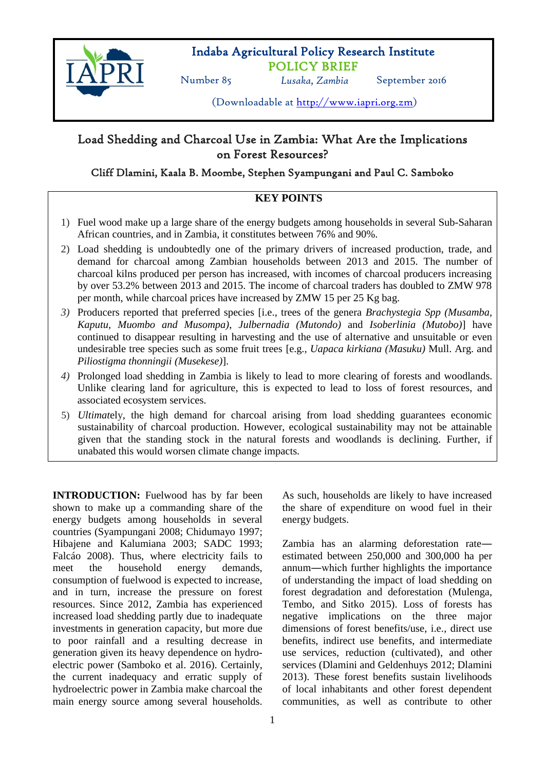Indaba Agricultural Policy Research Institute

POLICY BRIEF

Number 85 — Lusaka, Zambia — September 2016

(Downloadable at http://www.iapri.org.zm)

# Load Shedding and Charcoal Use in Zambia: What Are the Implications on Forest Resources?

**Cliff Dlamini, Kaala B. Moombe, Stephen Syampungani and Paul C. Samboko**

## KEY POINTS

1) Fuel wood make up a large share of the energy budgets among households in several Sub-Saharan African countries, and in Zambia, it constitutes between 76% and 90%.
2) Load shedding is undoubtedly one of the primary drivers of increased production, trade, and demand for charcoal among Zambian households between 2013 and 2015. The number of charcoal kilns produced per person has increased, with incomes of charcoal producers increasing by over 53.2% between 2013 and 2015. The income of charcoal traders has doubled to ZMW 978 per month, while charcoal prices have increased by ZMW 15 per 25 Kg bag.
3) Producers reported that preferred species [i.e., trees of the genera *Brachystegia Spp (Musamba, Kaputu, Muombo and Musompa), Julbernadia (Mutondo)* and *Isoberlinia (Mutobo)*] have continued to disappear resulting in harvesting and the use of alternative and unsuitable or even undesirable tree species such as some fruit trees [e.g., *Uapaca kirkiana (Masuku)* Mull. Arg. and *Piliostigma thonningii (Musekese)*].
4) Prolonged load shedding in Zambia is likely to lead to more clearing of forests and woodlands. Unlike clearing land for agriculture, this is expected to lead to loss of forest resources, and associated ecosystem services.
5) *Ultimat*ely, the high demand for charcoal arising from load shedding guarantees economic sustainability of charcoal production. However, ecological sustainability may not be attainable given that the standing stock in the natural forests and woodlands is declining. Further, if unabated this would worsen climate change impacts.

**INTRODUCTION:** Fuelwood has by far been shown to make up a commanding share of the energy budgets among households in several countries (Syampungani 2008; Chidumayo 1997; Hibajene and Kalumiana 2003; SADC 1993; Falcáo 2008). Thus, where electricity fails to meet the household energy demands, consumption of fuelwood is expected to increase, and in turn, increase the pressure on forest resources. Since 2012, Zambia has experienced increased load shedding partly due to inadequate investments in generation capacity, but more due to poor rainfall and a resulting decrease in generation given its heavy dependence on hydro-electric power (Samboko et al. 2016). Certainly, the current inadequacy and erratic supply of hydroelectric power in Zambia make charcoal the main energy source among several households. As such, households are likely to have increased the share of expenditure on wood fuel in their energy budgets.

Zambia has an alarming deforestation rate—estimated between 250,000 and 300,000 ha per annum—which further highlights the importance of understanding the impact of load shedding on forest degradation and deforestation (Mulenga, Tembo, and Sitko 2015). Loss of forests has negative implications on the three major dimensions of forest benefits/use, i.e., direct use benefits, indirect use benefits, and intermediate use services, reduction (cultivated), and other services (Dlamini and Geldenhuys 2012; Dlamini 2013). These forest benefits sustain livelihoods of local inhabitants and other forest dependent communities, as well as contribute to other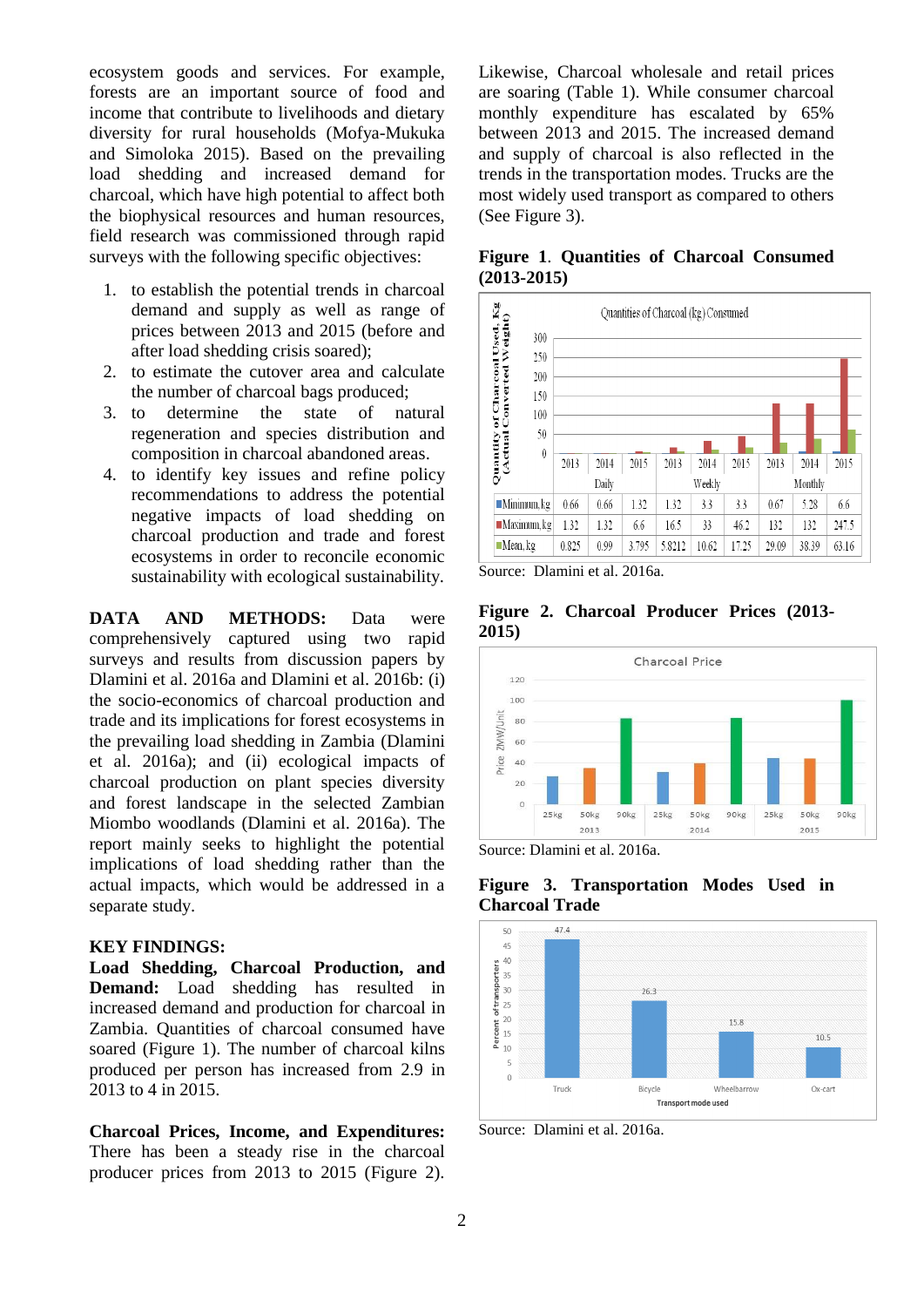ecosystem goods and services. For example, forests are an important source of food and income that contribute to livelihoods and dietary diversity for rural households (Mofya-Mukuka and Simoloka 2015). Based on the prevailing load shedding and increased demand for charcoal, which have high potential to affect both the biophysical resources and human resources, field research was commissioned through rapid surveys with the following specific objectives:

1. to establish the potential trends in charcoal demand and supply as well as range of prices between 2013 and 2015 (before and after load shedding crisis soared);
2. to estimate the cutover area and calculate the number of charcoal bags produced;
3. to determine the state of natural regeneration and species distribution and composition in charcoal abandoned areas.
4. to identify key issues and refine policy recommendations to address the potential negative impacts of load shedding on charcoal production and trade and forest ecosystems in order to reconcile economic sustainability with ecological sustainability.

**DATA AND METHODS:** Data were comprehensively captured using two rapid surveys and results from discussion papers by Dlamini et al. 2016a and Dlamini et al. 2016b: (i) the socio-economics of charcoal production and trade and its implications for forest ecosystems in the prevailing load shedding in Zambia (Dlamini et al. 2016a); and (ii) ecological impacts of charcoal production on plant species diversity and forest landscape in the selected Zambian Miombo woodlands (Dlamini et al. 2016a). The report mainly seeks to highlight the potential implications of load shedding rather than the actual impacts, which would be addressed in a separate study.

**KEY FINDINGS:**

**Load Shedding, Charcoal Production, and Demand:** Load shedding has resulted in increased demand and production for charcoal in Zambia. Quantities of charcoal consumed have soared (Figure 1). The number of charcoal kilns produced per person has increased from 2.9 in 2013 to 4 in 2015.

**Charcoal Prices, Income, and Expenditures:** There has been a steady rise in the charcoal producer prices from 2013 to 2015 (Figure 2). Likewise, Charcoal wholesale and retail prices are soaring (Table 1). While consumer charcoal monthly expenditure has escalated by 65% between 2013 and 2015. The increased demand and supply of charcoal is also reflected in the trends in the transportation modes. Trucks are the most widely used transport as compared to others (See Figure 3).

**Figure 1. Quantities of Charcoal Consumed (2013-2015)**

Quantities of Charcoal (kg) Consumed

| | Daily 2013 | Daily 2014 | Daily 2015 | Weekly 2013 | Weekly 2014 | Weekly 2015 | Monthly 2013 | Monthly 2014 | Monthly 2015 |
|---|---|---|---|---|---|---|---|---|---|
| Minimum, kg | 0.66 | 0.66 | 1.32 | 1.32 | 3.3 | 3.3 | 0.67 | 5.28 | 6.6 |
| Maximum, kg | 1.32 | 1.32 | 6.6 | 16.5 | 33 | 46.2 | 132 | 132 | 247.5 |
| Mean, kg | 0.825 | 0.99 | 3.795 | 5.8212 | 10.62 | 17.25 | 29.09 | 38.39 | 63.16 |

Source: Dlamini et al. 2016a.

**Figure 2. Charcoal Producer Prices (2013-2015)**

Source: Dlamini et al. 2016a.

**Figure 3. Transportation Modes Used in Charcoal Trade**

| Transport mode used | Percent of transporters |
|---|---|
| Truck | 47.4 |
| Bicycle | 26.3 |
| Wheelbarrow | 15.8 |
| Ox-cart | 10.5 |

Source: Dlamini et al. 2016a.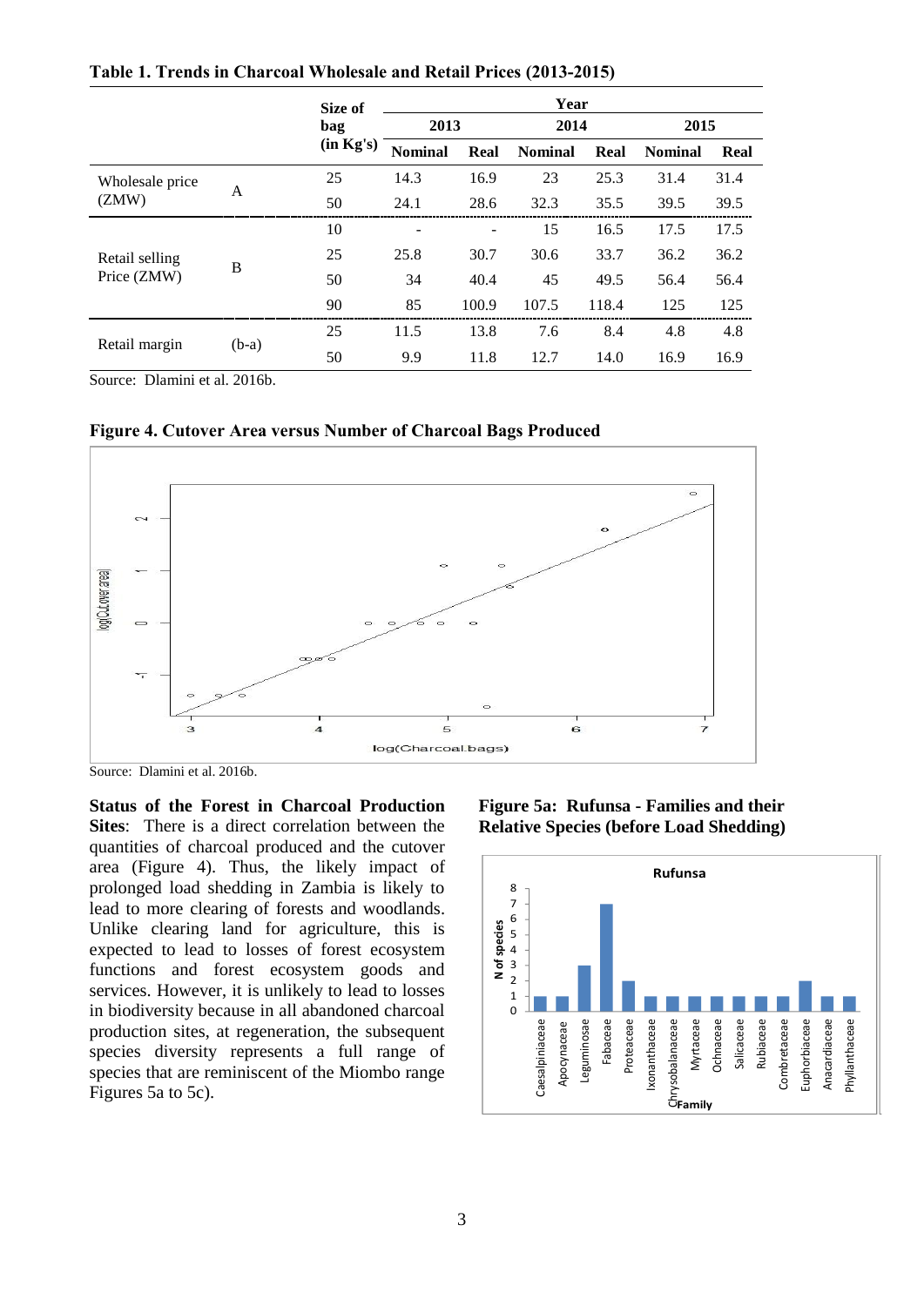**Table 1. Trends in Charcoal Wholesale and Retail Prices (2013-2015)**

| | | Size of bag (in Kg's) | 2013 Nominal | 2013 Real | 2014 Nominal | 2014 Real | 2015 Nominal | 2015 Real |
|---|---|---|---|---|---|---|---|---|
| Wholesale price (ZMW) | A | 25 | 14.3 | 16.9 | 23 | 25.3 | 31.4 | 31.4 |
| | | 50 | 24.1 | 28.6 | 32.3 | 35.5 | 39.5 | 39.5 |
| Retail selling Price (ZMW) | B | 10 | - | - | 15 | 16.5 | 17.5 | 17.5 |
| | | 25 | 25.8 | 30.7 | 30.6 | 33.7 | 36.2 | 36.2 |
| | | 50 | 34 | 40.4 | 45 | 49.5 | 56.4 | 56.4 |
| | | 90 | 85 | 100.9 | 107.5 | 118.4 | 125 | 125 |
| Retail margin | (b-a) | 25 | 11.5 | 13.8 | 7.6 | 8.4 | 4.8 | 4.8 |
| | | 50 | 9.9 | 11.8 | 12.7 | 14.0 | 16.9 | 16.9 |

Source: Dlamini et al. 2016b.

**Figure 4. Cutover Area versus Number of Charcoal Bags Produced**

Source: Dlamini et al. 2016b.

**Status of the Forest in Charcoal Production Sites**: There is a direct correlation between the quantities of charcoal produced and the cutover area (Figure 4). Thus, the likely impact of prolonged load shedding in Zambia is likely to lead to more clearing of forests and woodlands. Unlike clearing land for agriculture, this is expected to lead to losses of forest ecosystem functions and forest ecosystem goods and services. However, it is unlikely to lead to losses in biodiversity because in all abandoned charcoal production sites, at regeneration, the subsequent species diversity represents a full range of species that are reminiscent of the Miombo range Figures 5a to 5c).

**Figure 5a: Rufunsa - Families and their Relative Species (before Load Shedding)**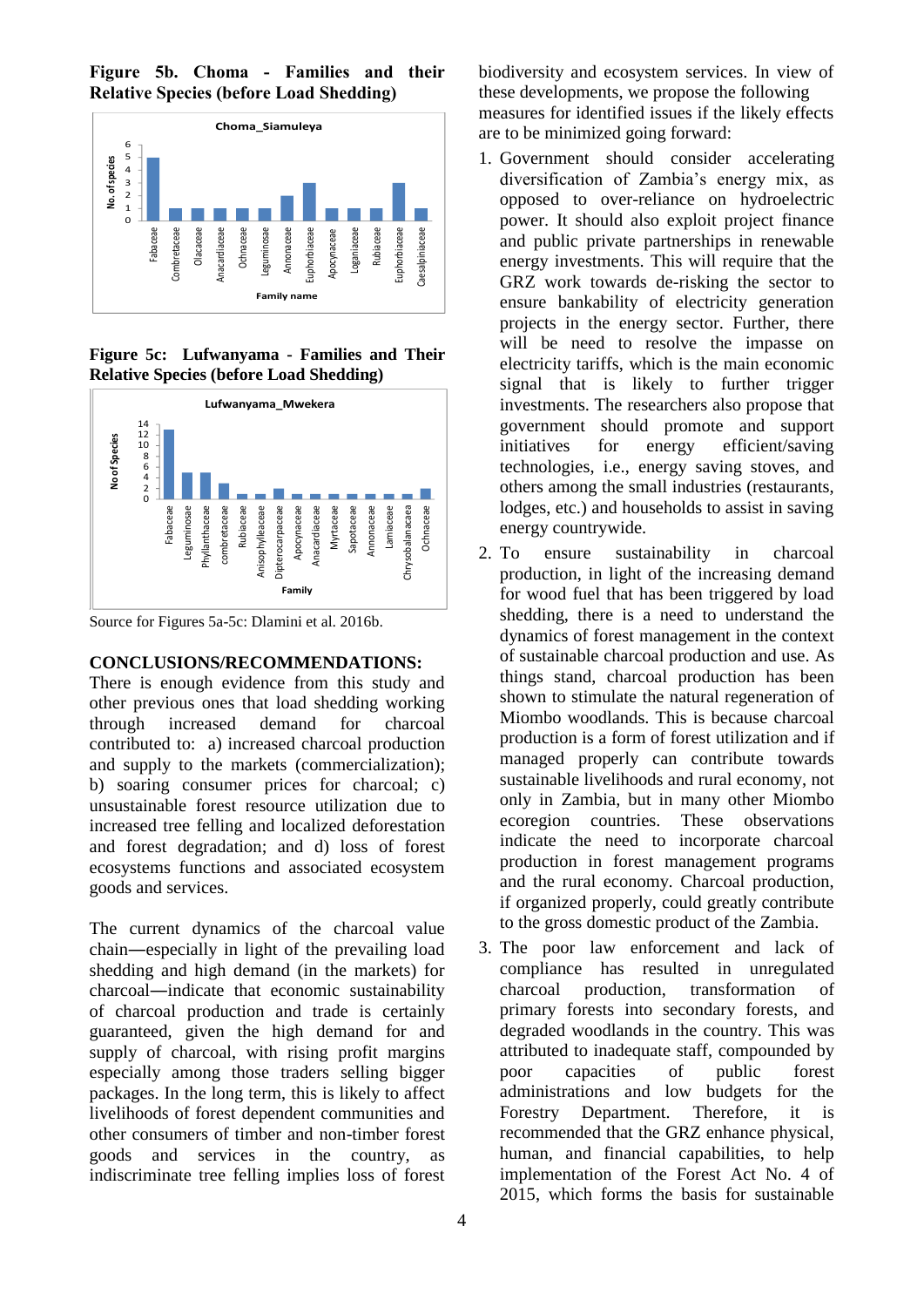**Figure 5b. Choma - Families and their Relative Species (before Load Shedding)**

**Figure 5c: Lufwanyama - Families and Their Relative Species (before Load Shedding)**

Source for Figures 5a-5c: Dlamini et al. 2016b.

## CONCLUSIONS/RECOMMENDATIONS:

There is enough evidence from this study and other previous ones that load shedding working through increased demand for charcoal contributed to: a) increased charcoal production and supply to the markets (commercialization); b) soaring consumer prices for charcoal; c) unsustainable forest resource utilization due to increased tree felling and localized deforestation and forest degradation; and d) loss of forest ecosystems functions and associated ecosystem goods and services.

The current dynamics of the charcoal value chain—especially in light of the prevailing load shedding and high demand (in the markets) for charcoal—indicate that economic sustainability of charcoal production and trade is certainly guaranteed, given the high demand for and supply of charcoal, with rising profit margins especially among those traders selling bigger packages. In the long term, this is likely to affect livelihoods of forest dependent communities and other consumers of timber and non-timber forest goods and services in the country, as indiscriminate tree felling implies loss of forest biodiversity and ecosystem services. In view of these developments, we propose the following measures for identified issues if the likely effects are to be minimized going forward:

1. Government should consider accelerating diversification of Zambia's energy mix, as opposed to over-reliance on hydroelectric power. It should also exploit project finance and public private partnerships in renewable energy investments. This will require that the GRZ work towards de-risking the sector to ensure bankability of electricity generation projects in the energy sector. Further, there will be need to resolve the impasse on electricity tariffs, which is the main economic signal that is likely to further trigger investments. The researchers also propose that government should promote and support initiatives for energy efficient/saving technologies, i.e., energy saving stoves, and others among the small industries (restaurants, lodges, etc.) and households to assist in saving energy countrywide.
2. To ensure sustainability in charcoal production, in light of the increasing demand for wood fuel that has been triggered by load shedding, there is a need to understand the dynamics of forest management in the context of sustainable charcoal production and use. As things stand, charcoal production has been shown to stimulate the natural regeneration of Miombo woodlands. This is because charcoal production is a form of forest utilization and if managed properly can contribute towards sustainable livelihoods and rural economy, not only in Zambia, but in many other Miombo ecoregion countries. These observations indicate the need to incorporate charcoal production in forest management programs and the rural economy. Charcoal production, if organized properly, could greatly contribute to the gross domestic product of the Zambia.
3. The poor law enforcement and lack of compliance has resulted in unregulated charcoal production, transformation of primary forests into secondary forests, and degraded woodlands in the country. This was attributed to inadequate staff, compounded by poor capacities of public forest administrations and low budgets for the Forestry Department. Therefore, it is recommended that the GRZ enhance physical, human, and financial capabilities, to help implementation of the Forest Act No. 4 of 2015, which forms the basis for sustainable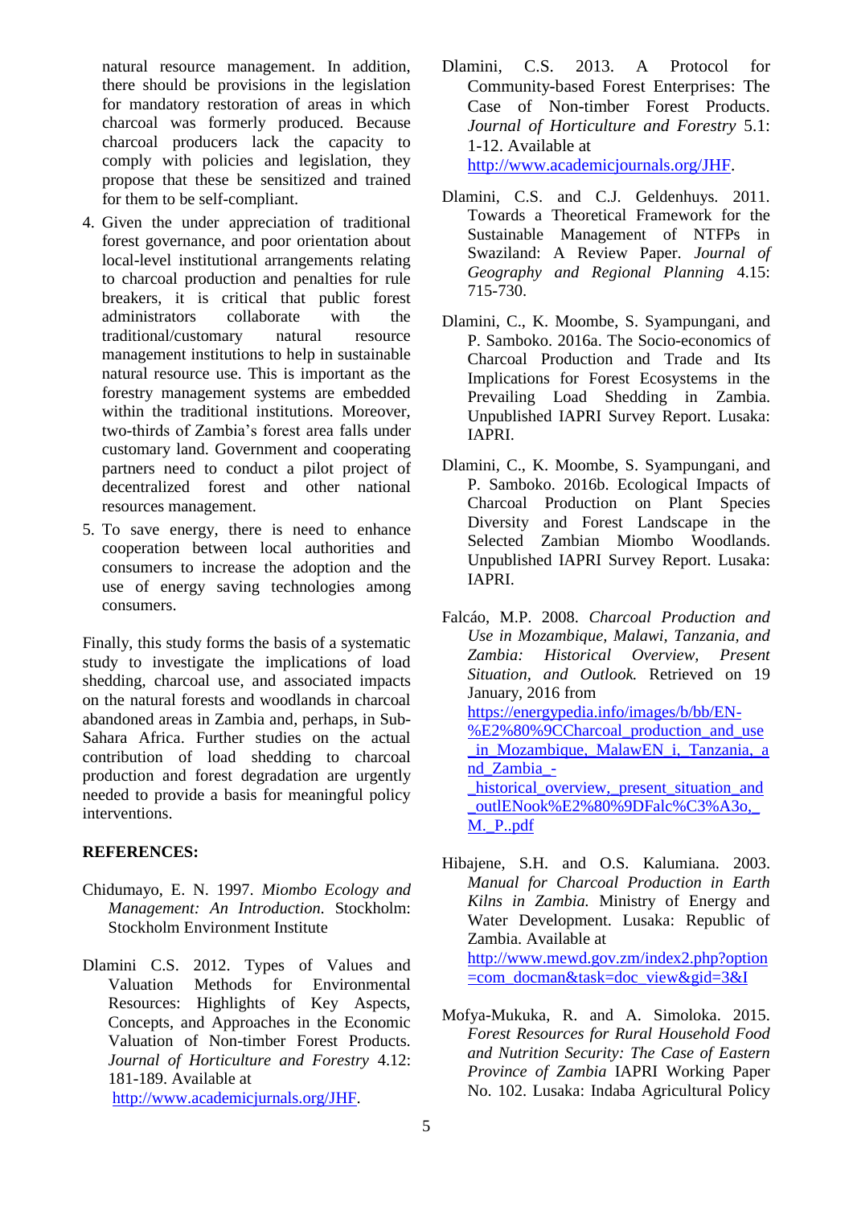natural resource management. In addition, there should be provisions in the legislation for mandatory restoration of areas in which charcoal was formerly produced. Because charcoal producers lack the capacity to comply with policies and legislation, they propose that these be sensitized and trained for them to be self-compliant.

4. Given the under appreciation of traditional forest governance, and poor orientation about local-level institutional arrangements relating to charcoal production and penalties for rule breakers, it is critical that public forest administrators collaborate with the traditional/customary natural resource management institutions to help in sustainable natural resource use. This is important as the forestry management systems are embedded within the traditional institutions. Moreover, two-thirds of Zambia's forest area falls under customary land. Government and cooperating partners need to conduct a pilot project of decentralized forest and other national resources management.
5. To save energy, there is need to enhance cooperation between local authorities and consumers to increase the adoption and the use of energy saving technologies among consumers.

Finally, this study forms the basis of a systematic study to investigate the implications of load shedding, charcoal use, and associated impacts on the natural forests and woodlands in charcoal abandoned areas in Zambia and, perhaps, in Sub-Sahara Africa. Further studies on the actual contribution of load shedding to charcoal production and forest degradation are urgently needed to provide a basis for meaningful policy interventions.

**REFERENCES:**

Chidumayo, E. N. 1997. *Miombo Ecology and Management: An Introduction.* Stockholm: Stockholm Environment Institute

Dlamini C.S. 2012. Types of Values and Valuation Methods for Environmental Resources: Highlights of Key Aspects, Concepts, and Approaches in the Economic Valuation of Non-timber Forest Products. *Journal of Horticulture and Forestry* 4.12: 181-189. Available at http://www.academicjurnals.org/JHF.

Dlamini, C.S. 2013. A Protocol for Community-based Forest Enterprises: The Case of Non-timber Forest Products. *Journal of Horticulture and Forestry* 5.1: 1-12. Available at http://www.academicjournals.org/JHF.

Dlamini, C.S. and C.J. Geldenhuys. 2011. Towards a Theoretical Framework for the Sustainable Management of NTFPs in Swaziland: A Review Paper. *Journal of Geography and Regional Planning* 4.15: 715-730.

Dlamini, C., K. Moombe, S. Syampungani, and P. Samboko. 2016a. The Socio-economics of Charcoal Production and Trade and Its Implications for Forest Ecosystems in the Prevailing Load Shedding in Zambia. Unpublished IAPRI Survey Report. Lusaka: IAPRI.

Dlamini, C., K. Moombe, S. Syampungani, and P. Samboko. 2016b. Ecological Impacts of Charcoal Production on Plant Species Diversity and Forest Landscape in the Selected Zambian Miombo Woodlands. Unpublished IAPRI Survey Report. Lusaka: IAPRI.

Falcáo, M.P. 2008. *Charcoal Production and Use in Mozambique, Malawi, Tanzania, and Zambia: Historical Overview, Present Situation, and Outlook.* Retrieved on 19 January, 2016 from https://energypedia.info/images/b/bb/EN-%E2%80%9CCharcoal_production_and_use_in_Mozambique,_MalawEN_i,_Tanzania,_and_Zambia_-_historical_overview,_present_situation_and_outlENook%E2%80%9DFalc%C3%A3o,_M._P..pdf

Hibajene, S.H. and O.S. Kalumiana. 2003. *Manual for Charcoal Production in Earth Kilns in Zambia.* Ministry of Energy and Water Development. Lusaka: Republic of Zambia. Available at http://www.mewd.gov.zm/index2.php?option=com_docman&task=doc_view&gid=3&I

Mofya-Mukuka, R. and A. Simoloka. 2015. *Forest Resources for Rural Household Food and Nutrition Security: The Case of Eastern Province of Zambia* IAPRI Working Paper No. 102. Lusaka: Indaba Agricultural Policy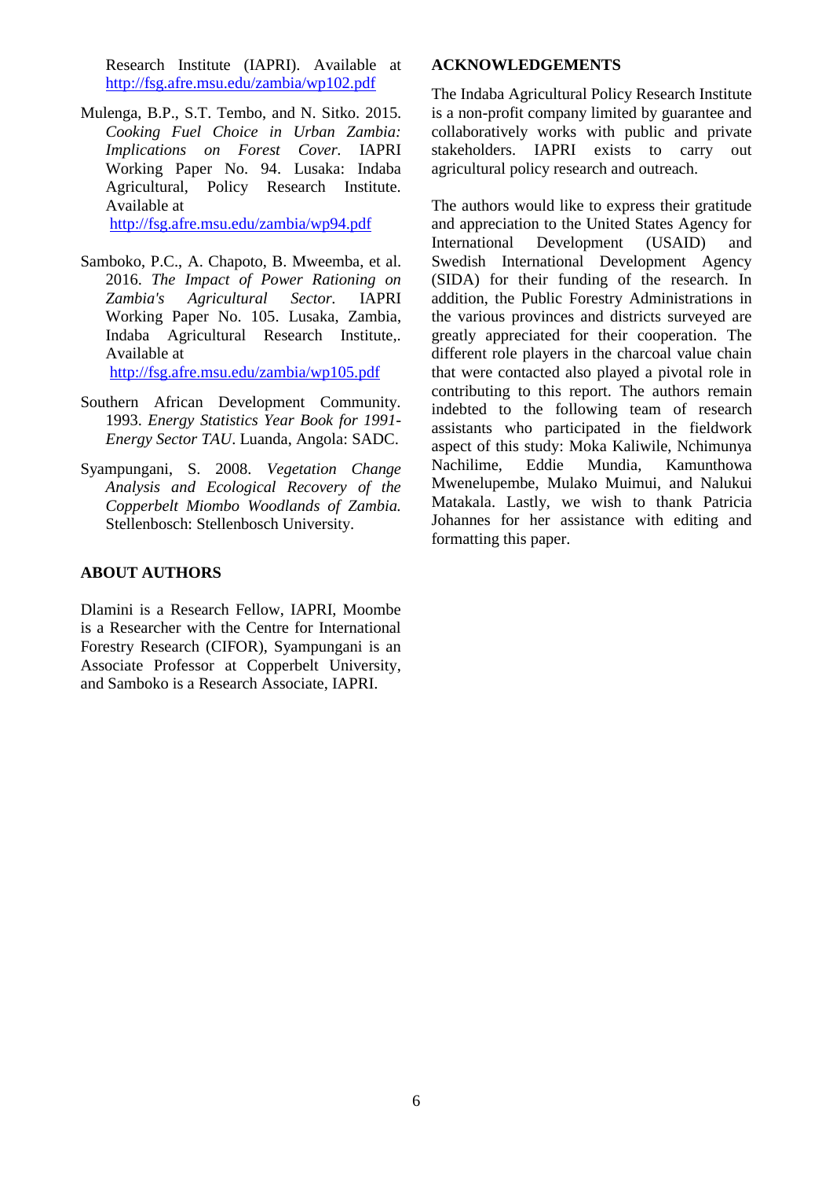Research Institute (IAPRI). Available at http://fsg.afre.msu.edu/zambia/wp102.pdf

Mulenga, B.P., S.T. Tembo, and N. Sitko. 2015. *Cooking Fuel Choice in Urban Zambia: Implications on Forest Cover.* IAPRI Working Paper No. 94. Lusaka: Indaba Agricultural, Policy Research Institute. Available at http://fsg.afre.msu.edu/zambia/wp94.pdf

Samboko, P.C., A. Chapoto, B. Mweemba, et al. 2016. *The Impact of Power Rationing on Zambia's Agricultural Sector.* IAPRI Working Paper No. 105. Lusaka, Zambia, Indaba Agricultural Research Institute,. Available at http://fsg.afre.msu.edu/zambia/wp105.pdf

Southern African Development Community. 1993. *Energy Statistics Year Book for 1991-Energy Sector TAU*. Luanda, Angola: SADC.

Syampungani, S. 2008. *Vegetation Change Analysis and Ecological Recovery of the Copperbelt Miombo Woodlands of Zambia.* Stellenbosch: Stellenbosch University.

## ABOUT AUTHORS

Dlamini is a Research Fellow, IAPRI, Moombe is a Researcher with the Centre for International Forestry Research (CIFOR), Syampungani is an Associate Professor at Copperbelt University, and Samboko is a Research Associate, IAPRI.

## ACKNOWLEDGEMENTS

The Indaba Agricultural Policy Research Institute is a non-profit company limited by guarantee and collaboratively works with public and private stakeholders. IAPRI exists to carry out agricultural policy research and outreach.

The authors would like to express their gratitude and appreciation to the United States Agency for International Development (USAID) and Swedish International Development Agency (SIDA) for their funding of the research. In addition, the Public Forestry Administrations in the various provinces and districts surveyed are greatly appreciated for their cooperation. The different role players in the charcoal value chain that were contacted also played a pivotal role in contributing to this report. The authors remain indebted to the following team of research assistants who participated in the fieldwork aspect of this study: Moka Kaliwile, Nchimunya Nachilime, Eddie Mundia, Kamunthowa Mwenelupembe, Mulako Muimui, and Nalukui Matakala. Lastly, we wish to thank Patricia Johannes for her assistance with editing and formatting this paper.